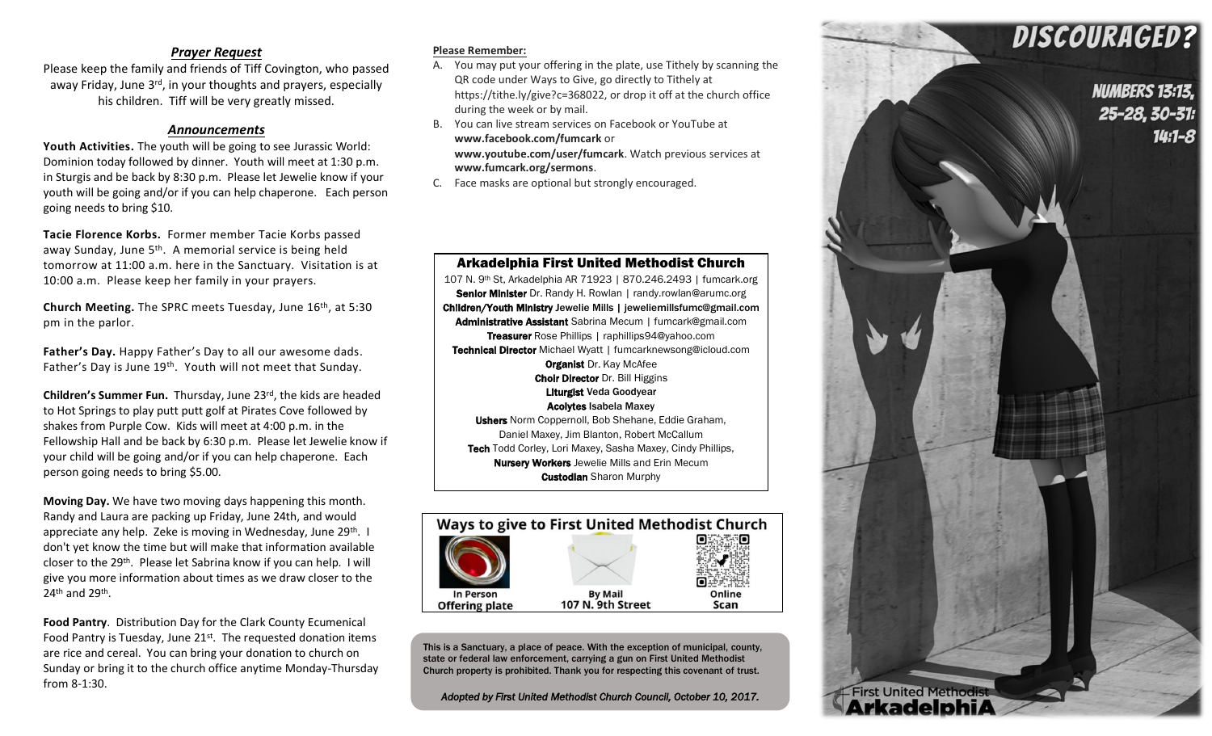### *Prayer Request*

Please keep the family and friends of Tiff Covington, who passed away Friday, June 3rd, in your thoughts and prayers, especially his children. Tiff will be very greatly missed.

### *Announcements*

**Youth Activities.** The youth will be going to see Jurassic World: Dominion today followed by dinner. Youth will meet at 1:30 p.m. in Sturgis and be back by 8:30 p.m. Please let Jewelie know if your youth will be going and/or if you can help chaperone. Each person going needs to bring $10.

**Tacie Florence Korbs.** Former member Tacie Korbs passed away Sunday, June 5th. A memorial service is being held tomorrow at 11:00 a.m. here in the Sanctuary. Visitation is at 10:00 a.m. Please keep her family in your prayers.

**Church Meeting.** The SPRC meets Tuesday, June 16th, at 5:30 pm in the parlor.

**Father's Day.** Happy Father's Day to all our awesome dads. Father's Day is June 19th. Youth will not meet that Sunday.

**Children's Summer Fun.** Thursday, June 23rd, the kids are headed to Hot Springs to play putt putt golf at Pirates Cove followed by shakes from Purple Cow. Kids will meet at 4:00 p.m. in the Fellowship Hall and be back by 6:30 p.m. Please let Jewelie know if your child will be going and/or if you can help chaperone. Each person going needs to bring $5.00.

**Moving Day.** We have two moving days happening this month. Randy and Laura are packing up Friday, June 24th, and would appreciate any help. Zeke is moving in Wednesday, June 29th. I don't yet know the time but will make that information available closer to the 29th. Please let Sabrina know if you can help. I will give you more information about times as we draw closer to the 24th and 29th.

**Food Pantry**. Distribution Day for the Clark County Ecumenical Food Pantry is Tuesday, June 21st. The requested donation items are rice and cereal. You can bring your donation to church on Sunday or bring it to the church office anytime Monday-Thursday from 8-1:30.

**Please Remember:**

A. You may put your offering in the plate, use Tithely by scanning the QR code under Ways to Give, go directly to Tithely at https://tithe.ly/give?c=368022, or drop it off at the church office during the week or by mail.
B. You can live stream services on Facebook or YouTube at **www.facebook.com/fumcark** or **www.youtube.com/user/fumcark**. Watch previous services at **www.fumcark.org/sermons**.
C. Face masks are optional but strongly encouraged.

### Arkadelphia First United Methodist Church

107 N. 9th St, Arkadelphia AR 71923 | 870.246.2493 | fumcark.org
**Senior Minister** Dr. Randy H. Rowlan | randy.rowlan@arumc.org
**Children/Youth Ministry** Jewelie Mills | jeweliemillsfumc@gmail.com
**Administrative Assistant** Sabrina Mecum | fumcark@gmail.com
**Treasurer** Rose Phillips | raphillips94@yahoo.com
**Technical Director** Michael Wyatt | fumcarknewsong@icloud.com
**Organist** Dr. Kay McAfee
**Choir Director** Dr. Bill Higgins
**Liturgist** Veda Goodyear
**Acolytes** Isabela Maxey
**Ushers** Norm Coppernoll, Bob Shehane, Eddie Graham, Daniel Maxey, Jim Blanton, Robert McCallum
**Tech** Todd Corley, Lori Maxey, Sasha Maxey, Cindy Phillips,
**Nursery Workers** Jewelie Mills and Erin Mecum
**Custodian** Sharon Murphy

### Ways to give to First United Methodist Church

| In Person | By Mail | Online |
|---|---|---|
| Offering plate | 107 N. 9th Street | Scan |

**This is a Sanctuary, a place of peace. With the exception of municipal, county, state or federal law enforcement, carrying a gun on First United Methodist Church property is prohibited. Thank you for respecting this covenant of trust.**

*Adopted by First United Methodist Church Council, October 10, 2017.*

# DISCOURAGED?

## NUMBERS 13:13, 25-28, 30-31; 14:1-8

First United Methodist
ArkadelphiA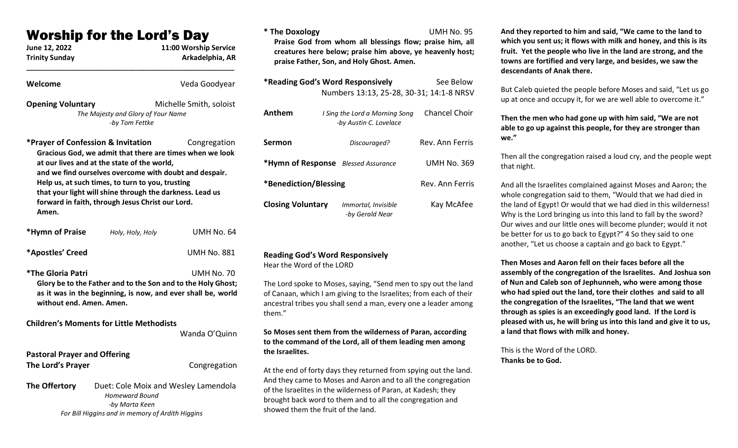# Worship for the Lord's Day

**June 12, 2022** **11:00 Worship Service**
**Trinity Sunday** **Arkadelphia, AR**

---

**Welcome** Veda Goodyear

**Opening Voluntary** Michelle Smith, soloist
*The Majesty and Glory of Your Name*
*-by Tom Fettke*

**\*Prayer of Confession & Invitation** Congregation
**Gracious God, we admit that there are times when we look at our lives and at the state of the world, and we find ourselves overcome with doubt and despair. Help us, at such times, to turn to you, trusting that your light will shine through the darkness. Lead us forward in faith, through Jesus Christ our Lord. Amen.**

**\*Hymn of Praise** *Holy, Holy, Holy* UMH No. 64

**\*Apostles' Creed** UMH No. 881

**\*The Gloria Patri** UMH No. 70
**Glory be to the Father and to the Son and to the Holy Ghost; as it was in the beginning, is now, and ever shall be, world without end. Amen. Amen.**

**Children's Moments for Little Methodists** Wanda O'Quinn

**Pastoral Prayer and Offering**
**The Lord's Prayer** Congregation

**The Offertory** Duet: Cole Moix and Wesley Lamendola
*Homeward Bound*
*-by Marta Keen*
*For Bill Higgins and in memory of Ardith Higgins*

**\* The Doxology** UMH No. 95
**Praise God from whom all blessings flow; praise him, all creatures here below; praise him above, ye heavenly host; praise Father, Son, and Holy Ghost. Amen.**

**\*Reading God's Word Responsively** See Below
Numbers 13:13, 25-28, 30-31; 14:1-8 NRSV

**Anthem** *I Sing the Lord a Morning Song* *-by Austin C. Lovelace* Chancel Choir

**Sermon** *Discouraged?* Rev. Ann Ferris

**\*Hymn of Response** *Blessed Assurance* UMH No. 369

**\*Benediction/Blessing** Rev. Ann Ferris

**Closing Voluntary** *Immortal, Invisible* *-by Gerald Near* Kay McAfee

## Reading God's Word Responsively

Hear the Word of the LORD

The Lord spoke to Moses, saying, "Send men to spy out the land of Canaan, which I am giving to the Israelites; from each of their ancestral tribes you shall send a man, every one a leader among them."

**So Moses sent them from the wilderness of Paran, according to the command of the Lord, all of them leading men among the Israelites.**

At the end of forty days they returned from spying out the land. And they came to Moses and Aaron and to all the congregation of the Israelites in the wilderness of Paran, at Kadesh; they brought back word to them and to all the congregation and showed them the fruit of the land.

**And they reported to him and said, "We came to the land to which you sent us; it flows with milk and honey, and this is its fruit. Yet the people who live in the land are strong, and the towns are fortified and very large, and besides, we saw the descendants of Anak there.**

But Caleb quieted the people before Moses and said, "Let us go up at once and occupy it, for we are well able to overcome it."

**Then the men who had gone up with him said, "We are not able to go up against this people, for they are stronger than we."**

Then all the congregation raised a loud cry, and the people wept that night.

And all the Israelites complained against Moses and Aaron; the whole congregation said to them, "Would that we had died in the land of Egypt! Or would that we had died in this wilderness! Why is the Lord bringing us into this land to fall by the sword? Our wives and our little ones will become plunder; would it not be better for us to go back to Egypt?" 4 So they said to one another, "Let us choose a captain and go back to Egypt."

**Then Moses and Aaron fell on their faces before all the assembly of the congregation of the Israelites. And Joshua son of Nun and Caleb son of Jephunneh, who were among those who had spied out the land, tore their clothes and said to all the congregation of the Israelites, "The land that we went through as spies is an exceedingly good land. If the Lord is pleased with us, he will bring us into this land and give it to us, a land that flows with milk and honey.**

This is the Word of the LORD.
**Thanks be to God.**